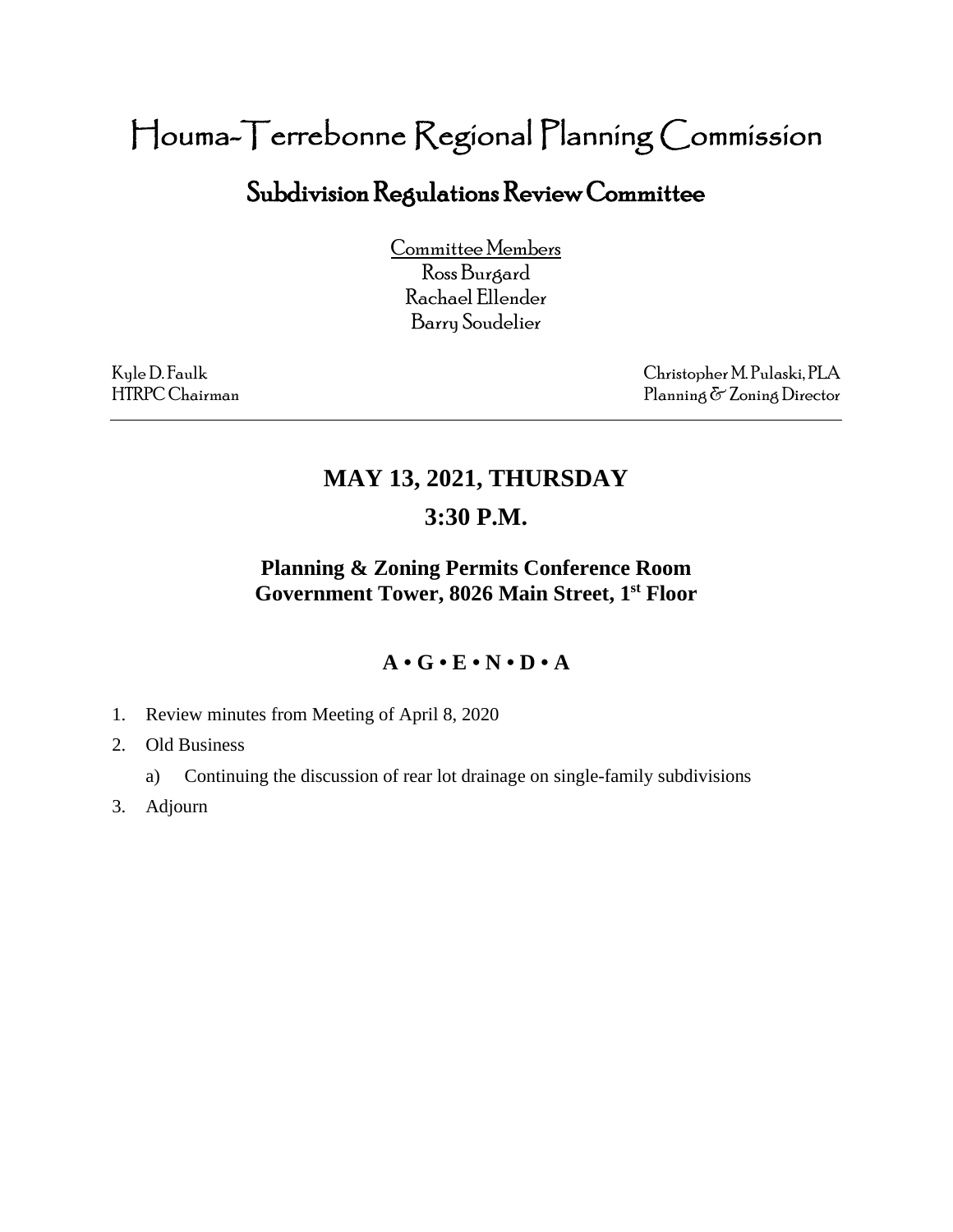# Houma-Terrebonne Regional Planning Commission

## Subdivision Regulations Review Committee

Committee Members
Ross Burgard
Rachael Ellender
Barry Soudelier

Kyle D. Faulk
HTRPC Chairman

Christopher M. Pulaski, PLA
Planning & Zoning Director

---

**MAY 13, 2021, THURSDAY**

**3:30 P.M.**

**Planning & Zoning Permits Conference Room**
**Government Tower, 8026 Main Street, 1st Floor**

**A • G • E • N • D • A**

1. Review minutes from Meeting of April 8, 2020
2. Old Business
   a) Continuing the discussion of rear lot drainage on single-family subdivisions
3. Adjourn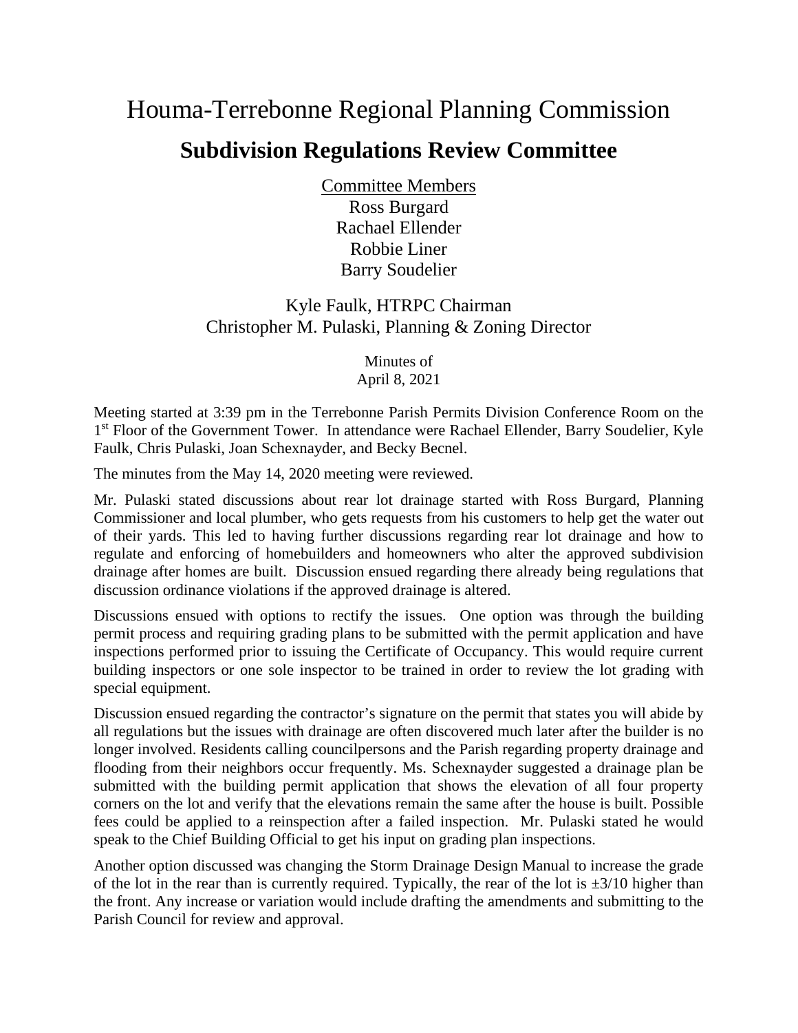# Houma-Terrebonne Regional Planning Commission

## Subdivision Regulations Review Committee

Committee Members
Ross Burgard
Rachael Ellender
Robbie Liner
Barry Soudelier

Kyle Faulk, HTRPC Chairman
Christopher M. Pulaski, Planning & Zoning Director

Minutes of
April 8, 2021

Meeting started at 3:39 pm in the Terrebonne Parish Permits Division Conference Room on the 1st Floor of the Government Tower. In attendance were Rachael Ellender, Barry Soudelier, Kyle Faulk, Chris Pulaski, Joan Schexnayder, and Becky Becnel.

The minutes from the May 14, 2020 meeting were reviewed.

Mr. Pulaski stated discussions about rear lot drainage started with Ross Burgard, Planning Commissioner and local plumber, who gets requests from his customers to help get the water out of their yards. This led to having further discussions regarding rear lot drainage and how to regulate and enforcing of homebuilders and homeowners who alter the approved subdivision drainage after homes are built. Discussion ensued regarding there already being regulations that discussion ordinance violations if the approved drainage is altered.

Discussions ensued with options to rectify the issues. One option was through the building permit process and requiring grading plans to be submitted with the permit application and have inspections performed prior to issuing the Certificate of Occupancy. This would require current building inspectors or one sole inspector to be trained in order to review the lot grading with special equipment.

Discussion ensued regarding the contractor's signature on the permit that states you will abide by all regulations but the issues with drainage are often discovered much later after the builder is no longer involved. Residents calling councilpersons and the Parish regarding property drainage and flooding from their neighbors occur frequently. Ms. Schexnayder suggested a drainage plan be submitted with the building permit application that shows the elevation of all four property corners on the lot and verify that the elevations remain the same after the house is built. Possible fees could be applied to a reinspection after a failed inspection. Mr. Pulaski stated he would speak to the Chief Building Official to get his input on grading plan inspections.

Another option discussed was changing the Storm Drainage Design Manual to increase the grade of the lot in the rear than is currently required. Typically, the rear of the lot is ±3/10 higher than the front. Any increase or variation would include drafting the amendments and submitting to the Parish Council for review and approval.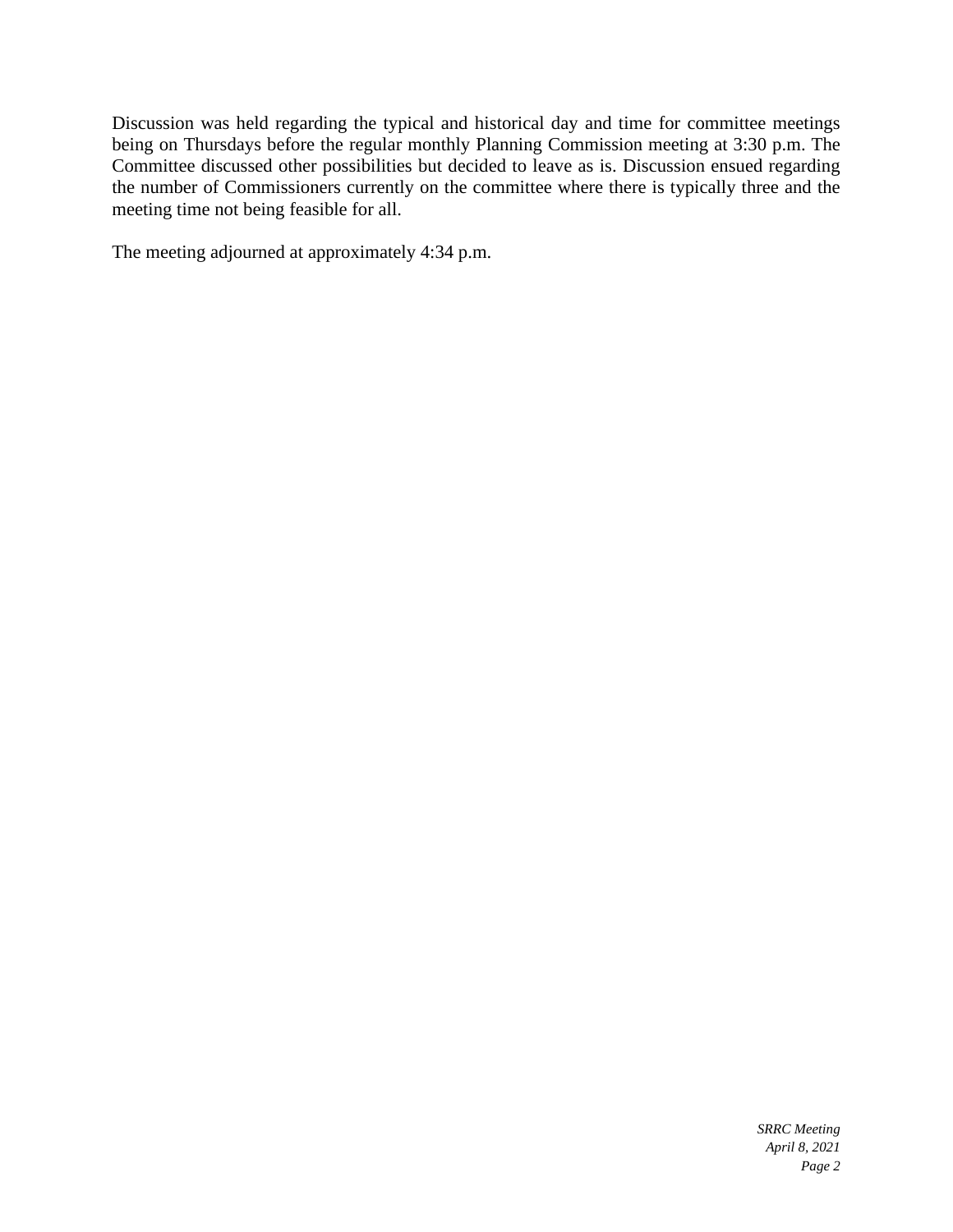Discussion was held regarding the typical and historical day and time for committee meetings being on Thursdays before the regular monthly Planning Commission meeting at 3:30 p.m. The Committee discussed other possibilities but decided to leave as is. Discussion ensued regarding the number of Commissioners currently on the committee where there is typically three and the meeting time not being feasible for all.

The meeting adjourned at approximately 4:34 p.m.